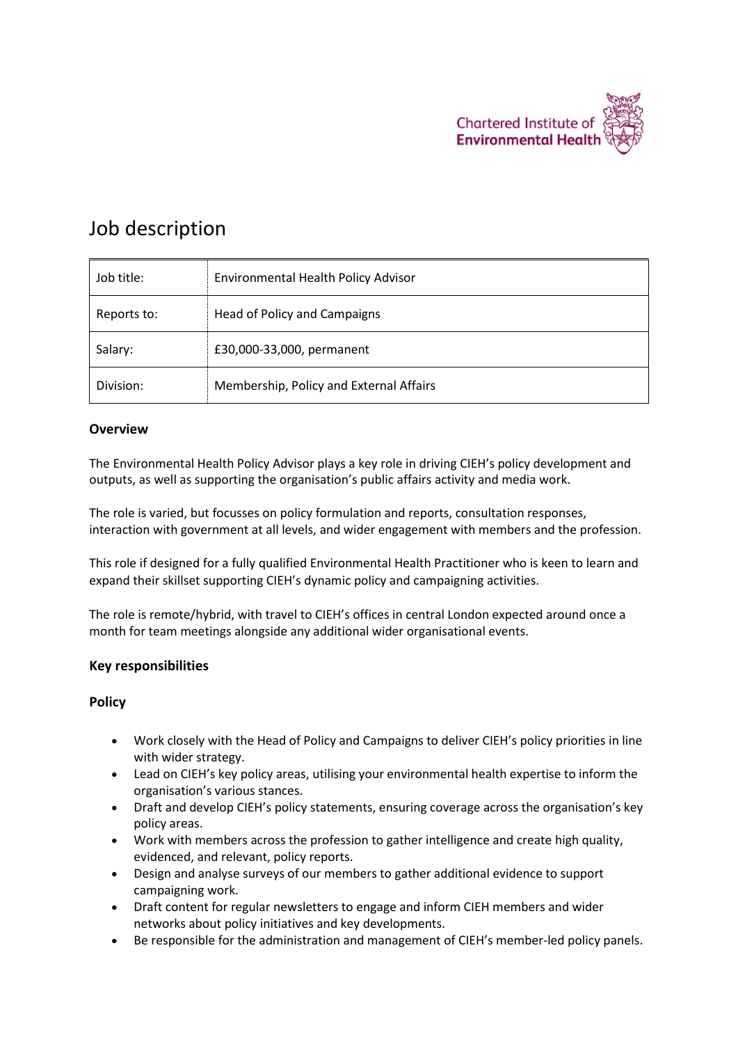Chartered Institute of Environmental Health

# Job description

| Job title: | Environmental Health Policy Advisor |
|---|---|
| Reports to: | Head of Policy and Campaigns |
| Salary: | £30,000-33,000, permanent |
| Division: | Membership, Policy and External Affairs |

**Overview**

The Environmental Health Policy Advisor plays a key role in driving CIEH's policy development and outputs, as well as supporting the organisation's public affairs activity and media work.

The role is varied, but focusses on policy formulation and reports, consultation responses, interaction with government at all levels, and wider engagement with members and the profession.

This role if designed for a fully qualified Environmental Health Practitioner who is keen to learn and expand their skillset supporting CIEH's dynamic policy and campaigning activities.

The role is remote/hybrid, with travel to CIEH's offices in central London expected around once a month for team meetings alongside any additional wider organisational events.

**Key responsibilities**

**Policy**

- Work closely with the Head of Policy and Campaigns to deliver CIEH's policy priorities in line with wider strategy.
- Lead on CIEH's key policy areas, utilising your environmental health expertise to inform the organisation's various stances.
- Draft and develop CIEH's policy statements, ensuring coverage across the organisation's key policy areas.
- Work with members across the profession to gather intelligence and create high quality, evidenced, and relevant, policy reports.
- Design and analyse surveys of our members to gather additional evidence to support campaigning work.
- Draft content for regular newsletters to engage and inform CIEH members and wider networks about policy initiatives and key developments.
- Be responsible for the administration and management of CIEH's member-led policy panels.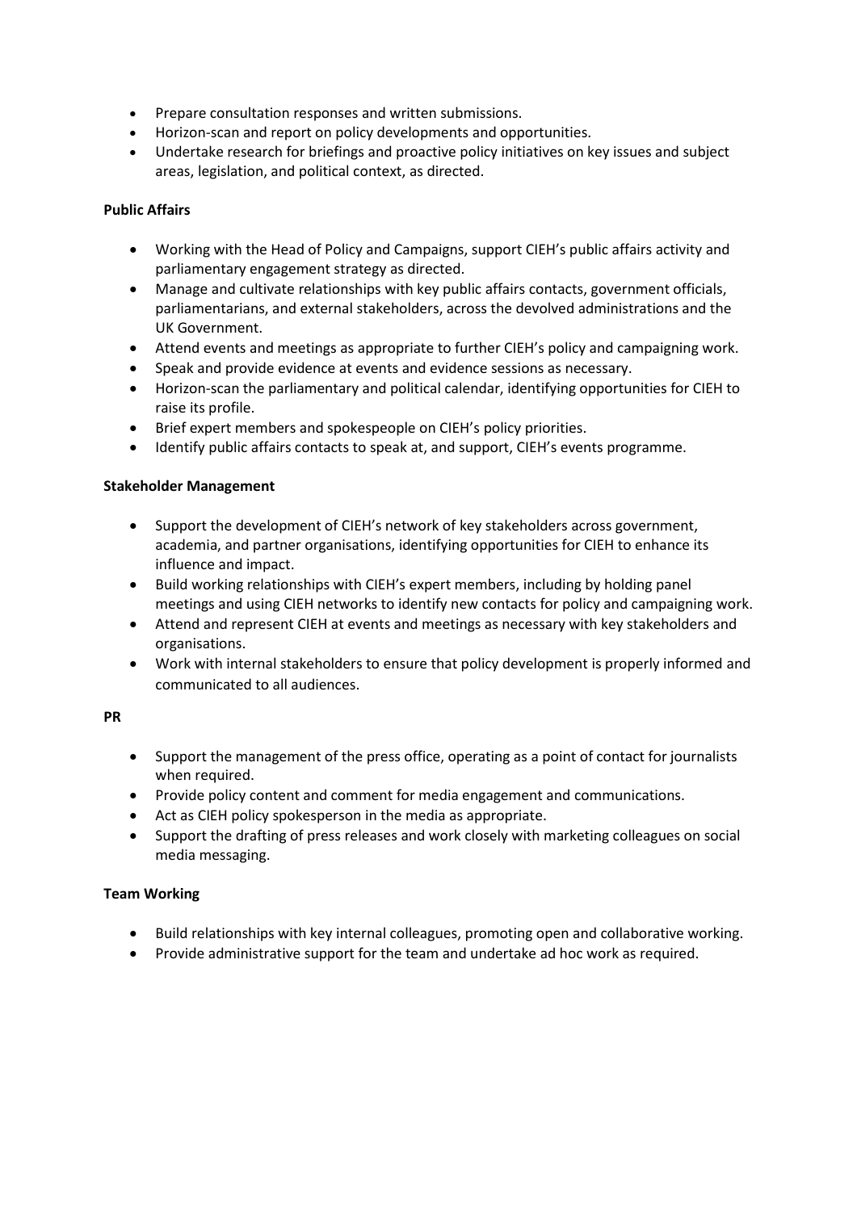- Prepare consultation responses and written submissions.
- Horizon-scan and report on policy developments and opportunities.
- Undertake research for briefings and proactive policy initiatives on key issues and subject areas, legislation, and political context, as directed.

**Public Affairs**

- Working with the Head of Policy and Campaigns, support CIEH's public affairs activity and parliamentary engagement strategy as directed.
- Manage and cultivate relationships with key public affairs contacts, government officials, parliamentarians, and external stakeholders, across the devolved administrations and the UK Government.
- Attend events and meetings as appropriate to further CIEH's policy and campaigning work.
- Speak and provide evidence at events and evidence sessions as necessary.
- Horizon-scan the parliamentary and political calendar, identifying opportunities for CIEH to raise its profile.
- Brief expert members and spokespeople on CIEH's policy priorities.
- Identify public affairs contacts to speak at, and support, CIEH's events programme.

**Stakeholder Management**

- Support the development of CIEH's network of key stakeholders across government, academia, and partner organisations, identifying opportunities for CIEH to enhance its influence and impact.
- Build working relationships with CIEH's expert members, including by holding panel meetings and using CIEH networks to identify new contacts for policy and campaigning work.
- Attend and represent CIEH at events and meetings as necessary with key stakeholders and organisations.
- Work with internal stakeholders to ensure that policy development is properly informed and communicated to all audiences.

**PR**

- Support the management of the press office, operating as a point of contact for journalists when required.
- Provide policy content and comment for media engagement and communications.
- Act as CIEH policy spokesperson in the media as appropriate.
- Support the drafting of press releases and work closely with marketing colleagues on social media messaging.

**Team Working**

- Build relationships with key internal colleagues, promoting open and collaborative working.
- Provide administrative support for the team and undertake ad hoc work as required.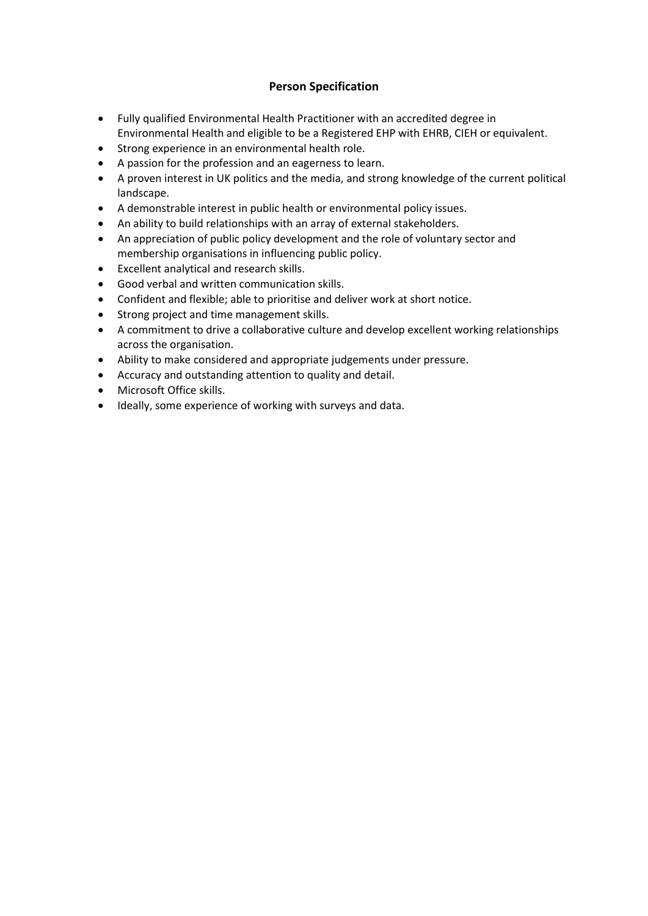## Person Specification

- Fully qualified Environmental Health Practitioner with an accredited degree in Environmental Health and eligible to be a Registered EHP with EHRB, CIEH or equivalent.
- Strong experience in an environmental health role.
- A passion for the profession and an eagerness to learn.
- A proven interest in UK politics and the media, and strong knowledge of the current political landscape.
- A demonstrable interest in public health or environmental policy issues.
- An ability to build relationships with an array of external stakeholders.
- An appreciation of public policy development and the role of voluntary sector and membership organisations in influencing public policy.
- Excellent analytical and research skills.
- Good verbal and written communication skills.
- Confident and flexible; able to prioritise and deliver work at short notice.
- Strong project and time management skills.
- A commitment to drive a collaborative culture and develop excellent working relationships across the organisation.
- Ability to make considered and appropriate judgements under pressure.
- Accuracy and outstanding attention to quality and detail.
- Microsoft Office skills.
- Ideally, some experience of working with surveys and data.